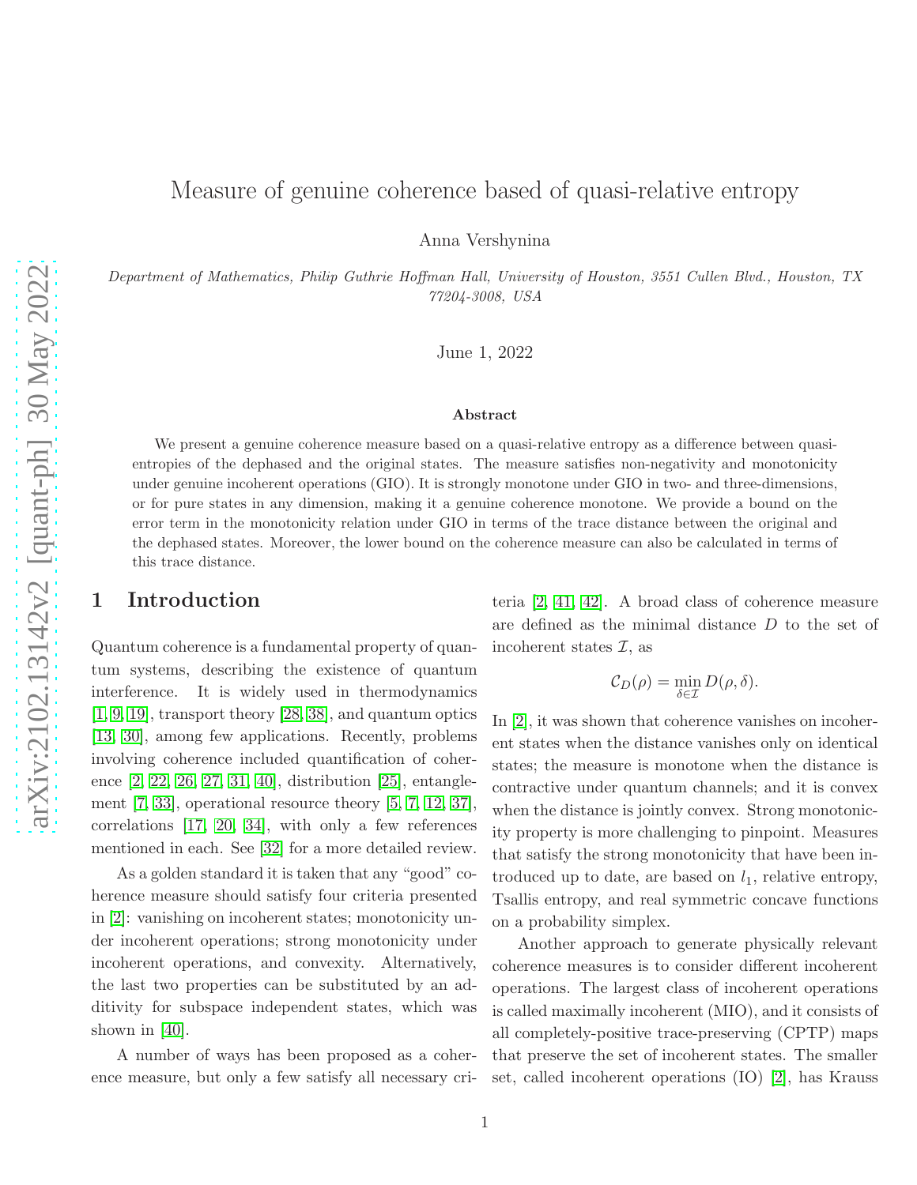# Measure of genuine coherence based of quasi-relative entropy

Anna Vershynina

*Department of Mathematics, Philip Guthrie Hoffman Hall, University of Houston, 3551 Cullen Blvd., Houston, TX 77204-3008, USA*

June 1, 2022

### Abstract

We present a genuine coherence measure based on a quasi-relative entropy as a difference between quasi-entropies of the dephased and the original states. The measure satisfies non-negativity and monotonicity under genuine incoherent operations (GIO). It is strongly monotone under GIO in two- and three-dimensions, or for pure states in any dimension, making it a genuine coherence monotone. We provide a bound on the error term in the monotonicity relation under GIO in terms of the trace distance between the original and the dephased states. Moreover, the lower bound on the coherence measure can also be calculated in terms of this trace distance.

## 1 Introduction

Quantum coherence is a fundamental property of quantum systems, describing the existence of quantum interference. It is widely used in thermodynamics [1, 9, 19], transport theory [28, 38], and quantum optics [13, 30], among few applications. Recently, problems involving coherence included quantification of coherence [2, 22, 26, 27, 31, 40], distribution [25], entanglement [7, 33], operational resource theory [5, 7, 12, 37], correlations [17, 20, 34], with only a few references mentioned in each. See [32] for a more detailed review.

As a golden standard it is taken that any "good" coherence measure should satisfy four criteria presented in [2]: vanishing on incoherent states; monotonicity under incoherent operations; strong monotonicity under incoherent operations, and convexity. Alternatively, the last two properties can be substituted by an additivity for subspace independent states, which was shown in [40].

A number of ways has been proposed as a coherence measure, but only a few satisfy all necessary criteria [2, 41, 42]. A broad class of coherence measure are defined as the minimal distance $D$ to the set of incoherent states $\mathcal{I}$, as

$$\mathcal{C}_D(\rho) = \min_{\delta\in\mathcal{I}} D(\rho, \delta).$$

In [2], it was shown that coherence vanishes on incoherent states when the distance vanishes only on identical states; the measure is monotone when the distance is contractive under quantum channels; and it is convex when the distance is jointly convex. Strong monotonicity property is more challenging to pinpoint. Measures that satisfy the strong monotonicity that have been introduced up to date, are based on $l_1$, relative entropy, Tsallis entropy, and real symmetric concave functions on a probability simplex.

Another approach to generate physically relevant coherence measures is to consider different incoherent operations. The largest class of incoherent operations is called maximally incoherent (MIO), and it consists of all completely-positive trace-preserving (CPTP) maps that preserve the set of incoherent states. The smaller set, called incoherent operations (IO) [2], has Krauss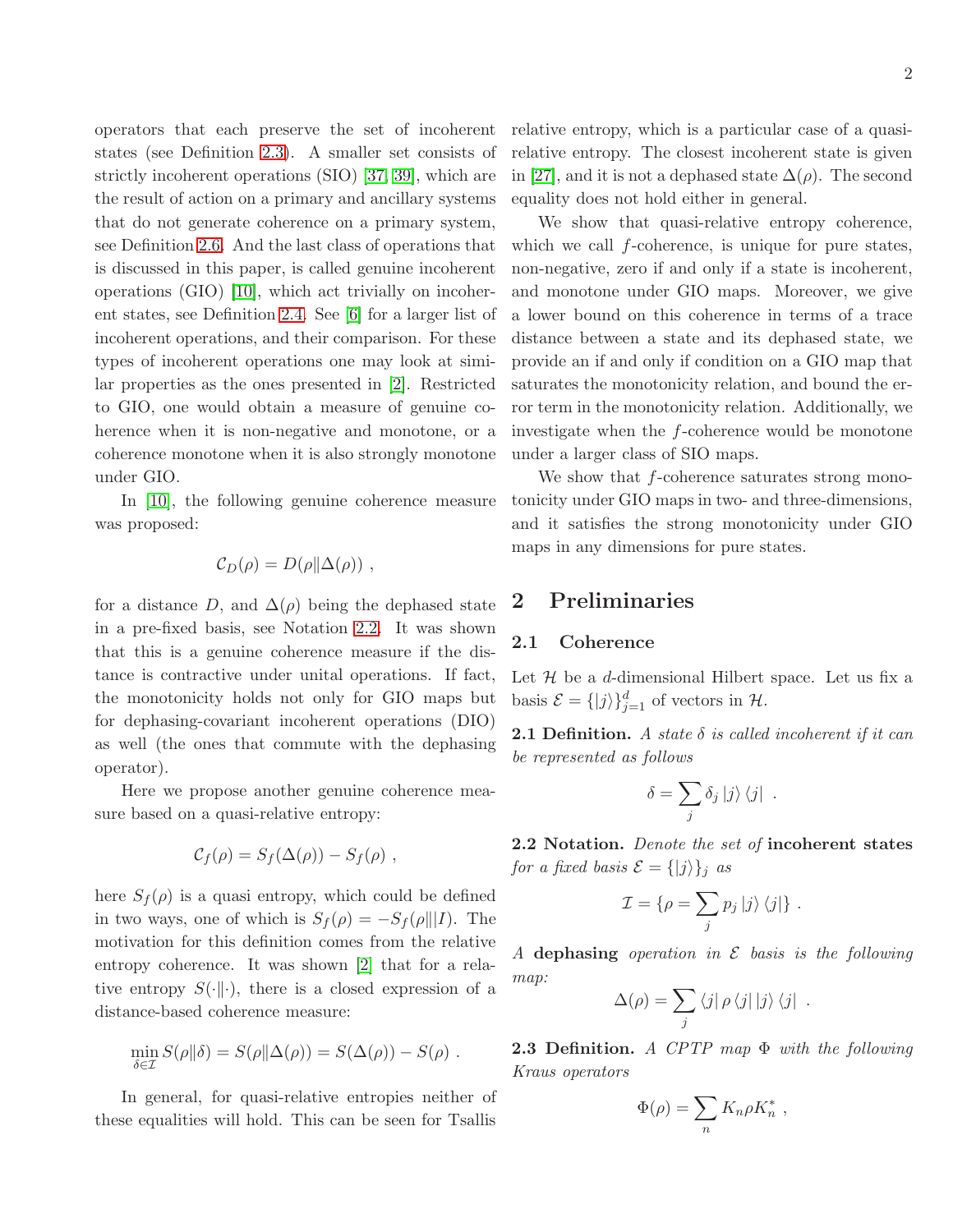operators that each preserve the set of incoherent states (see Definition 2.3). A smaller set consists of strictly incoherent operations (SIO) [37, 39], which are the result of action on a primary and ancillary systems that do not generate coherence on a primary system, see Definition 2.6. And the last class of operations that is discussed in this paper, is called genuine incoherent operations (GIO) [10], which act trivially on incoherent states, see Definition 2.4. See [6] for a larger list of incoherent operations, and their comparison. For these types of incoherent operations one may look at similar properties as the ones presented in [2]. Restricted to GIO, one would obtain a measure of genuine coherence when it is non-negative and monotone, or a coherence monotone when it is also strongly monotone under GIO.

In [10], the following genuine coherence measure was proposed:

$$\mathcal{C}_D(\rho) = D(\rho \| \Delta(\rho)) \ ,$$

for a distance $D$, and $\Delta(\rho)$ being the dephased state in a pre-fixed basis, see Notation 2.2. It was shown that this is a genuine coherence measure if the distance is contractive under unital operations. If fact, the monotonicity holds not only for GIO maps but for dephasing-covariant incoherent operations (DIO) as well (the ones that commute with the dephasing operator).

Here we propose another genuine coherence measure based on a quasi-relative entropy:

$$\mathcal{C}_f(\rho) = S_f(\Delta(\rho)) - S_f(\rho) \ ,$$

here $S_f(\rho)$ is a quasi entropy, which could be defined in two ways, one of which is $S_f(\rho) = -S_f(\rho||I)$. The motivation for this definition comes from the relative entropy coherence. It was shown [2] that for a relative entropy $S(\cdot\|\cdot)$, there is a closed expression of a distance-based coherence measure:

$$\min_{\delta \in \mathcal{I}} S(\rho\|\delta) = S(\rho\|\Delta(\rho)) = S(\Delta(\rho)) - S(\rho) \ .$$

In general, for quasi-relative entropies neither of these equalities will hold. This can be seen for Tsallis relative entropy, which is a particular case of a quasi-relative entropy. The closest incoherent state is given in [27], and it is not a dephased state $\Delta(\rho)$. The second equality does not hold either in general.

We show that quasi-relative entropy coherence, which we call $f$-coherence, is unique for pure states, non-negative, zero if and only if a state is incoherent, and monotone under GIO maps. Moreover, we give a lower bound on this coherence in terms of a trace distance between a state and its dephased state, we provide an if and only if condition on a GIO map that saturates the monotonicity relation, and bound the error term in the monotonicity relation. Additionally, we investigate when the $f$-coherence would be monotone under a larger class of SIO maps.

We show that $f$-coherence saturates strong monotonicity under GIO maps in two- and three-dimensions, and it satisfies the strong monotonicity under GIO maps in any dimensions for pure states.

## 2 Preliminaries

### 2.1 Coherence

Let $\mathcal{H}$ be a $d$-dimensional Hilbert space. Let us fix a basis $\mathcal{E} = \{|j\rangle\}_{j=1}^{d}$ of vectors in $\mathcal{H}$.

**2.1 Definition.** *A state $\delta$ is called incoherent if it can be represented as follows*

$$\delta = \sum_j \delta_j \left|j\right\rangle \left\langle j\right| \ .$$

**2.2 Notation.** *Denote the set of* **incoherent states** *for a fixed basis $\mathcal{E} = \{|j\rangle\}_j$ as*

$$\mathcal{I} = \{\rho = \sum_j p_j \left|j\right\rangle \left\langle j\right|\} \ .$$

*A* **dephasing** *operation in $\mathcal{E}$ basis is the following map:*

$$\Delta(\rho) = \sum_j \left\langle j\right| \rho \left|j\right\rangle \left|j\right\rangle \left\langle j\right| \ .$$

**2.3 Definition.** *A CPTP map $\Phi$ with the following Kraus operators*

$$\Phi(\rho) = \sum_n K_n \rho K_n^* \ ,$$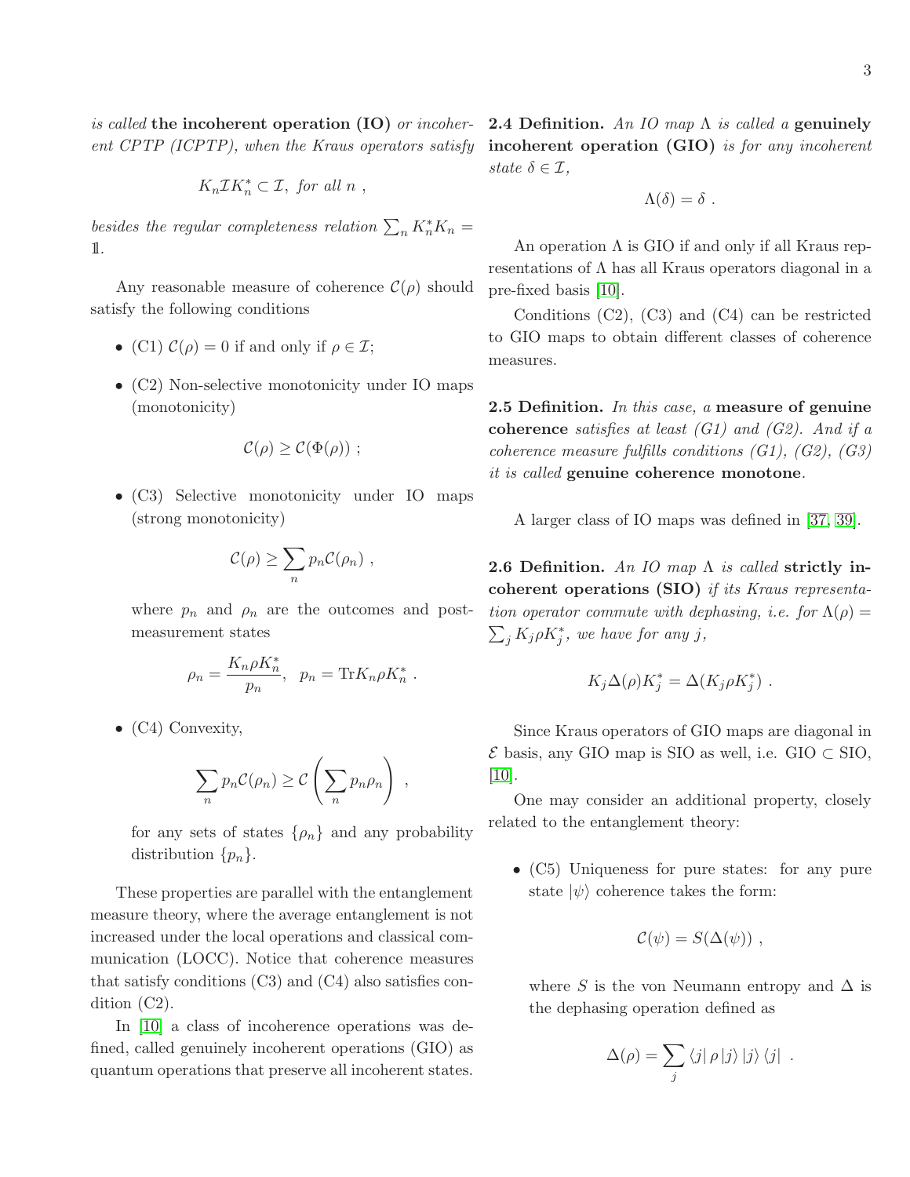*is called* **the incoherent operation (IO)** *or incoherent CPTP (ICPTP), when the Kraus operators satisfy*

$$K_n \mathcal{I} K_n^* \subset \mathcal{I},\ \text{for all } n\ ,$$

*besides the regular completeness relation* $\sum_n K_n^* K_n = \mathbb{1}$.

Any reasonable measure of coherence $\mathcal{C}(\rho)$ should satisfy the following conditions

- (C1) $\mathcal{C}(\rho) = 0$ if and only if $\rho \in \mathcal{I}$;
- (C2) Non-selective monotonicity under IO maps (monotonicity)

$$\mathcal{C}(\rho) \geq \mathcal{C}(\Phi(\rho))\ ;$$

- (C3) Selective monotonicity under IO maps (strong monotonicity)

$$\mathcal{C}(\rho) \geq \sum_n p_n \mathcal{C}(\rho_n)\ ,$$

  where $p_n$ and $\rho_n$ are the outcomes and post-measurement states

$$\rho_n = \frac{K_n \rho K_n^*}{p_n},\ \ p_n = \mathrm{Tr} K_n \rho K_n^*\ .$$

- (C4) Convexity,

$$\sum_n p_n \mathcal{C}(\rho_n) \geq \mathcal{C}\left(\sum_n p_n \rho_n\right)\ ,$$

  for any sets of states $\{\rho_n\}$ and any probability distribution $\{p_n\}$.

These properties are parallel with the entanglement measure theory, where the average entanglement is not increased under the local operations and classical communication (LOCC). Notice that coherence measures that satisfy conditions (C3) and (C4) also satisfies condition (C2).

In [10] a class of incoherence operations was defined, called genuinely incoherent operations (GIO) as quantum operations that preserve all incoherent states.

**2.4 Definition.** *An IO map* $\Lambda$ *is called a* **genuinely incoherent operation (GIO)** *is for any incoherent state* $\delta \in \mathcal{I}$,

$$\Lambda(\delta) = \delta\ .$$

An operation $\Lambda$ is GIO if and only if all Kraus representations of $\Lambda$ has all Kraus operators diagonal in a pre-fixed basis [10].

Conditions (C2), (C3) and (C4) can be restricted to GIO maps to obtain different classes of coherence measures.

**2.5 Definition.** *In this case, a* **measure of genuine coherence** *satisfies at least (G1) and (G2). And if a coherence measure fulfills conditions (G1), (G2), (G3) it is called* **genuine coherence monotone***.*

A larger class of IO maps was defined in [37, 39].

**2.6 Definition.** *An IO map* $\Lambda$ *is called* **strictly incoherent operations (SIO)** *if its Kraus representation operator commute with dephasing, i.e. for* $\Lambda(\rho) = \sum_j K_j \rho K_j^*$*, we have for any* $j$,

$$K_j \Delta(\rho) K_j^* = \Delta(K_j \rho K_j^*)\ .$$

Since Kraus operators of GIO maps are diagonal in $\mathcal{E}$ basis, any GIO map is SIO as well, i.e. GIO $\subset$ SIO, [10].

One may consider an additional property, closely related to the entanglement theory:

- (C5) Uniqueness for pure states: for any pure state $|\psi\rangle$ coherence takes the form:

$$\mathcal{C}(\psi) = S(\Delta(\psi))\ ,$$

  where $S$ is the von Neumann entropy and $\Delta$ is the dephasing operation defined as

$$\Delta(\rho) = \sum_j \langle j| \rho |j\rangle\, |j\rangle \langle j|\ .$$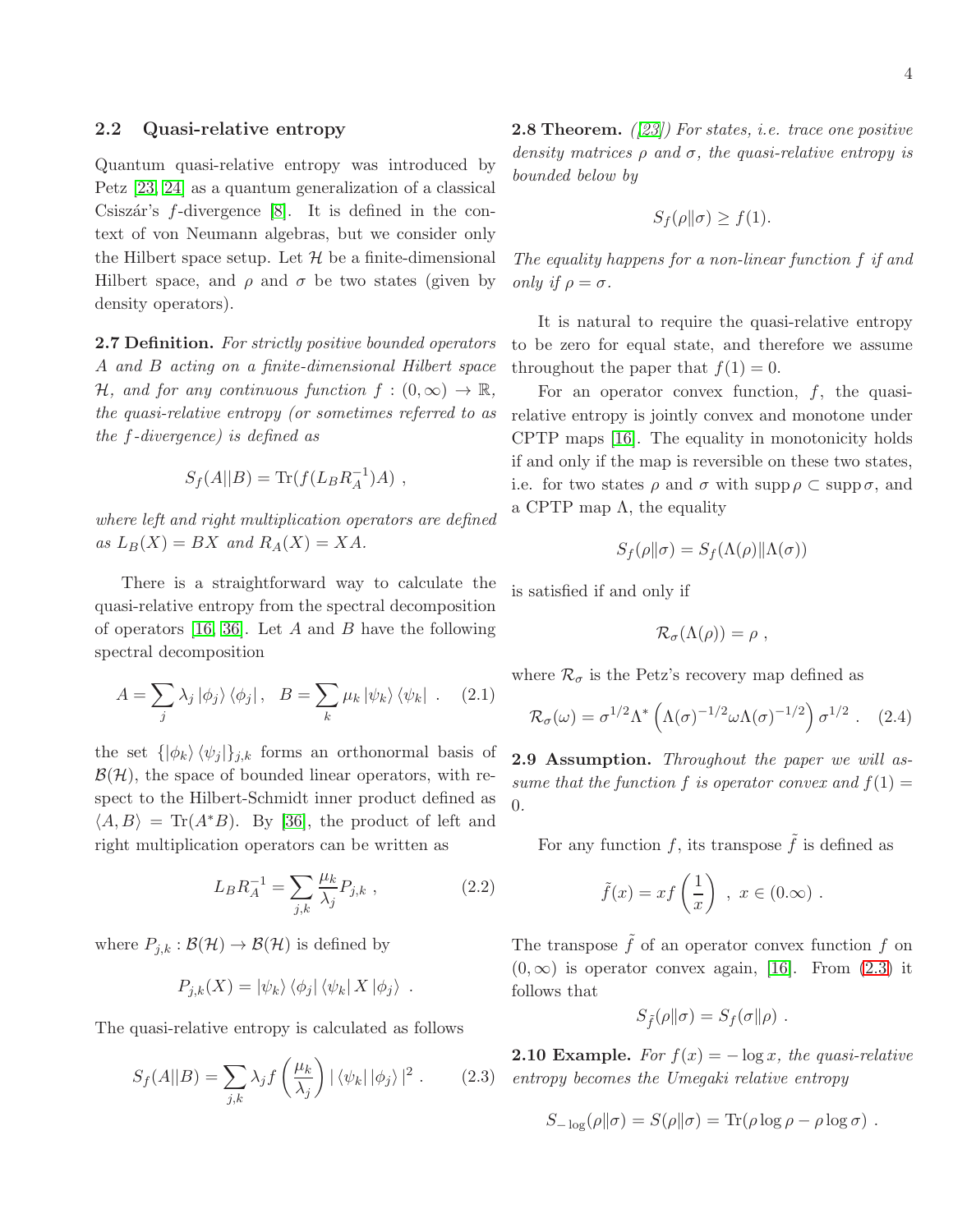## 2.2 Quasi-relative entropy

Quantum quasi-relative entropy was introduced by Petz [23, 24] as a quantum generalization of a classical Csiszár's $f$-divergence [8]. It is defined in the context of von Neumann algebras, but we consider only the Hilbert space setup. Let $\mathcal{H}$ be a finite-dimensional Hilbert space, and $\rho$ and $\sigma$ be two states (given by density operators).

**2.7 Definition.** *For strictly positive bounded operators $A$ and $B$ acting on a finite-dimensional Hilbert space $\mathcal{H}$, and for any continuous function $f : (0, \infty) \to \mathbb{R}$, the quasi-relative entropy (or sometimes referred to as the $f$-divergence) is defined as*

$$S_f(A||B) = \mathrm{Tr}(f(L_B R_A^{-1})A) \ ,$$

*where left and right multiplication operators are defined as $L_B(X) = BX$ and $R_A(X) = XA$.*

There is a straightforward way to calculate the quasi-relative entropy from the spectral decomposition of operators [16, 36]. Let $A$ and $B$ have the following spectral decomposition

$$A = \sum_j \lambda_j \left|\phi_j\right\rangle \left\langle\phi_j\right|, \quad B = \sum_k \mu_k \left|\psi_k\right\rangle \left\langle\psi_k\right| \ . \tag{2.1}$$

the set $\{|\phi_k\rangle \langle\psi_j|\}_{j,k}$ forms an orthonormal basis of $\mathcal{B}(\mathcal{H})$, the space of bounded linear operators, with respect to the Hilbert-Schmidt inner product defined as $\langle A, B\rangle = \mathrm{Tr}(A^*B)$. By [36], the product of left and right multiplication operators can be written as

$$L_B R_A^{-1} = \sum_{j,k} \frac{\mu_k}{\lambda_j} P_{j,k} \ , \tag{2.2}$$

where $P_{j,k} : \mathcal{B}(\mathcal{H}) \to \mathcal{B}(\mathcal{H})$ is defined by

$$P_{j,k}(X) = \left|\psi_k\right\rangle \left\langle\phi_j\right| \left\langle\psi_k\right| X \left|\phi_j\right\rangle \ .$$

The quasi-relative entropy is calculated as follows

$$S_f(A||B) = \sum_{j,k} \lambda_j f\left(\frac{\mu_k}{\lambda_j}\right) |\left\langle\psi_k\right| \left|\phi_j\right\rangle|^2 \ . \tag{2.3}$$

**2.8 Theorem.** *([23]) For states, i.e. trace one positive density matrices $\rho$ and $\sigma$, the quasi-relative entropy is bounded below by*

$$S_f(\rho\|\sigma) \geq f(1).$$

*The equality happens for a non-linear function $f$ if and only if $\rho = \sigma$.*

It is natural to require the quasi-relative entropy to be zero for equal state, and therefore we assume throughout the paper that $f(1) = 0$.

For an operator convex function, $f$, the quasi-relative entropy is jointly convex and monotone under CPTP maps [16]. The equality in monotonicity holds if and only if the map is reversible on these two states, i.e. for two states $\rho$ and $\sigma$ with $\mathrm{supp}\,\rho \subset \mathrm{supp}\,\sigma$, and a CPTP map $\Lambda$, the equality

$$S_f(\rho\|\sigma) = S_f(\Lambda(\rho)\|\Lambda(\sigma))$$

is satisfied if and only if

$$\mathcal{R}_\sigma(\Lambda(\rho)) = \rho \ ,$$

where $\mathcal{R}_\sigma$ is the Petz's recovery map defined as

$$\mathcal{R}_\sigma(\omega) = \sigma^{1/2}\Lambda^*\left(\Lambda(\sigma)^{-1/2}\omega\Lambda(\sigma)^{-1/2}\right)\sigma^{1/2} \ . \tag{2.4}$$

**2.9 Assumption.** *Throughout the paper we will assume that the function $f$ is operator convex and $f(1) = 0$.*

For any function $f$, its transpose $\tilde{f}$ is defined as

$$\tilde{f}(x) = xf\left(\frac{1}{x}\right) \ , \ x \in (0.\infty) \ .$$

The transpose $\tilde{f}$ of an operator convex function $f$ on $(0, \infty)$ is operator convex again, [16]. From (2.3) it follows that

$$S_{\tilde{f}}(\rho\|\sigma) = S_f(\sigma\|\rho) \ .$$

**2.10 Example.** *For $f(x) = -\log x$, the quasi-relative entropy becomes the Umegaki relative entropy*

$$S_{-\log}(\rho\|\sigma) = S(\rho\|\sigma) = \mathrm{Tr}(\rho\log\rho - \rho\log\sigma) \ .$$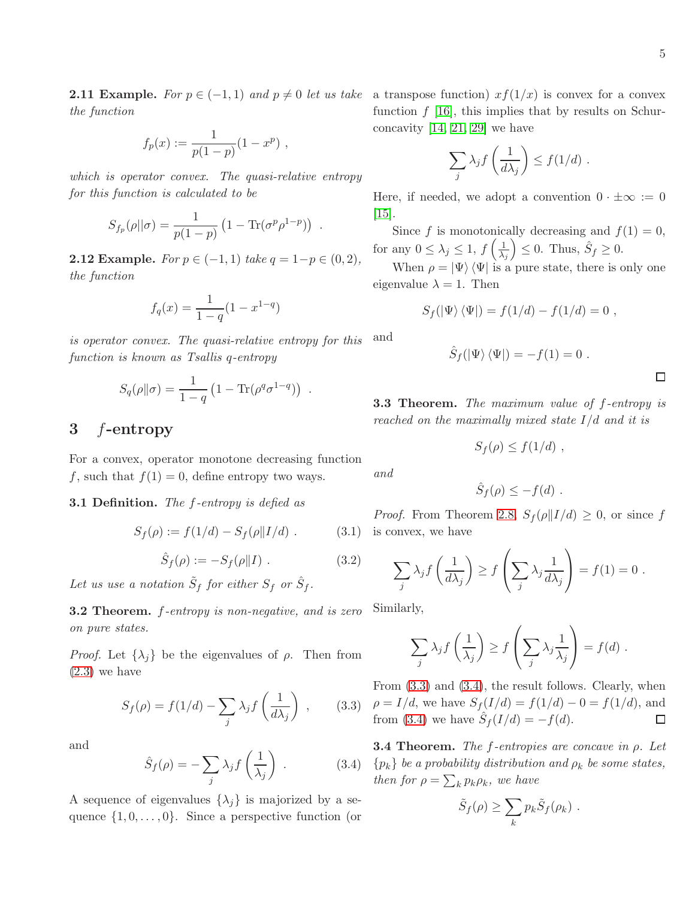**2.11 Example.** *For $p \in (-1, 1)$ and $p \neq 0$ let us take the function*

$$f_p(x) := \frac{1}{p(1-p)}(1 - x^p) \ ,$$

*which is operator convex. The quasi-relative entropy for this function is calculated to be*

$$S_{f_p}(\rho||\sigma) = \frac{1}{p(1-p)}\left(1 - \mathrm{Tr}(\sigma^p \rho^{1-p})\right) \ .$$

**2.12 Example.** *For $p \in (-1, 1)$ take $q = 1-p \in (0, 2)$, the function*

$$f_q(x) = \frac{1}{1-q}(1 - x^{1-q})$$

*is operator convex. The quasi-relative entropy for this function is known as Tsallis q-entropy*

$$S_q(\rho\|\sigma) = \frac{1}{1-q}\left(1 - \mathrm{Tr}(\rho^q \sigma^{1-q})\right) \ .$$

## 3 $f$-entropy

For a convex, operator monotone decreasing function $f$, such that $f(1) = 0$, define entropy two ways.

**3.1 Definition.** *The $f$-entropy is defied as*

$$S_f(\rho) := f(1/d) - S_f(\rho\|I/d) \ . \tag{3.1}$$

$$\hat{S}_f(\rho) := -S_f(\rho\|I) \ . \tag{3.2}$$

*Let us use a notation $\tilde{S}_f$ for either $S_f$ or $\hat{S}_f$.*

**3.2 Theorem.** *$f$-entropy is non-negative, and is zero on pure states.*

*Proof.* Let $\{\lambda_j\}$ be the eigenvalues of $\rho$. Then from (2.3) we have

$$S_f(\rho) = f(1/d) - \sum_j \lambda_j f\left(\frac{1}{d\lambda_j}\right) \ , \tag{3.3}$$

and

$$\hat{S}_f(\rho) = -\sum_j \lambda_j f\left(\frac{1}{\lambda_j}\right) \ . \tag{3.4}$$

A sequence of eigenvalues $\{\lambda_j\}$ is majorized by a sequence $\{1, 0, \ldots, 0\}$. Since a perspective function (or a transpose function) $xf(1/x)$ is convex for a convex function $f$ [16], this implies that by results on Schur-concavity [14, 21, 29] we have

$$\sum_j \lambda_j f\left(\frac{1}{d\lambda_j}\right) \leq f(1/d) \ .$$

Here, if needed, we adopt a convention $0 \cdot \pm\infty := 0$ [15].

Since $f$ is monotonically decreasing and $f(1) = 0$, for any $0 \leq \lambda_j \leq 1$, $f\left(\frac{1}{\lambda_j}\right) \leq 0$. Thus, $\hat{S}_f \geq 0$.

When $\rho = |\Psi\rangle\langle\Psi|$ is a pure state, there is only one eigenvalue $\lambda = 1$. Then

$$S_f(|\Psi\rangle\langle\Psi|) = f(1/d) - f(1/d) = 0 \ ,$$

and

$$\hat{S}_f(|\Psi\rangle\langle\Psi|) = -f(1) = 0 \ .$$

□

**3.3 Theorem.** *The maximum value of $f$-entropy is reached on the maximally mixed state $I/d$ and it is*

$$S_f(\rho) \leq f(1/d) \ ,$$

*and*

$$\hat{S}_f(\rho) \leq -f(d) \ .$$

*Proof.* From Theorem 2.8, $S_f(\rho\|I/d) \geq 0$, or since $f$ is convex, we have

$$\sum_j \lambda_j f\left(\frac{1}{d\lambda_j}\right) \geq f\left(\sum_j \lambda_j \frac{1}{d\lambda_j}\right) = f(1) = 0 \ .$$

Similarly,

$$\sum_j \lambda_j f\left(\frac{1}{\lambda_j}\right) \geq f\left(\sum_j \lambda_j \frac{1}{\lambda_j}\right) = f(d) \ .$$

From (3.3) and (3.4), the result follows. Clearly, when $\rho = I/d$, we have $S_f(I/d) = f(1/d) - 0 = f(1/d)$, and from (3.4) we have $\hat{S}_f(I/d) = -f(d)$. □

**3.4 Theorem.** *The $f$-entropies are concave in $\rho$. Let $\{p_k\}$ be a probability distribution and $\rho_k$ be some states, then for $\rho = \sum_k p_k \rho_k$, we have*

$$\tilde{S}_f(\rho) \geq \sum_k p_k \tilde{S}_f(\rho_k) \ .$$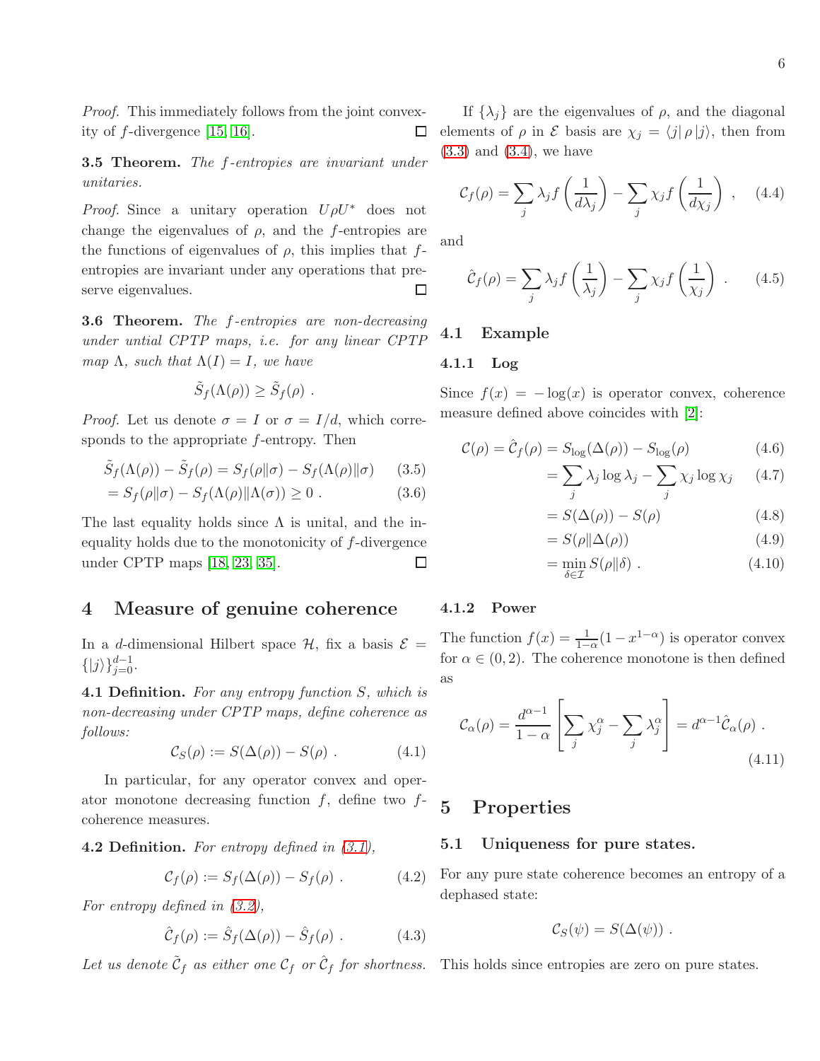*Proof.* This immediately follows from the joint convexity of $f$-divergence [15, 16]. □

**3.5 Theorem.** *The $f$-entropies are invariant under unitaries.*

*Proof.* Since a unitary operation $U\rho U^*$ does not change the eigenvalues of $\rho$, and the $f$-entropies are the functions of eigenvalues of $\rho$, this implies that $f$-entropies are invariant under any operations that preserve eigenvalues. □

**3.6 Theorem.** *The $f$-entropies are non-decreasing under untial CPTP maps, i.e. for any linear CPTP map $\Lambda$, such that $\Lambda(I) = I$, we have*

$$\tilde{S}_f(\Lambda(\rho)) \geq \tilde{S}_f(\rho) \ .$$

*Proof.* Let us denote $\sigma = I$ or $\sigma = I/d$, which corresponds to the appropriate $f$-entropy. Then

$$\tilde{S}_f(\Lambda(\rho)) - \tilde{S}_f(\rho) = S_f(\rho\|\sigma) - S_f(\Lambda(\rho)\|\sigma) \tag{3.5}$$

$$= S_f(\rho\|\sigma) - S_f(\Lambda(\rho)\|\Lambda(\sigma)) \geq 0 \ . \tag{3.6}$$

The last equality holds since $\Lambda$ is unital, and the inequality holds due to the monotonicity of $f$-divergence under CPTP maps [18, 23, 35]. □

# 4 Measure of genuine coherence

In a $d$-dimensional Hilbert space $\mathcal{H}$, fix a basis $\mathcal{E} = \{|j\rangle\}_{j=0}^{d-1}$.

**4.1 Definition.** *For any entropy function $S$, which is non-decreasing under CPTP maps, define coherence as follows:*

$$\mathcal{C}_S(\rho) := S(\Delta(\rho)) - S(\rho) \ . \tag{4.1}$$

In particular, for any operator convex and operator monotone decreasing function $f$, define two $f$-coherence measures.

**4.2 Definition.** *For entropy defined in (3.1),*

$$\mathcal{C}_f(\rho) := S_f(\Delta(\rho)) - S_f(\rho) \ . \tag{4.2}$$

*For entropy defined in (3.2),*

$$\hat{\mathcal{C}}_f(\rho) := \hat{S}_f(\Delta(\rho)) - \hat{S}_f(\rho) \ . \tag{4.3}$$

*Let us denote $\tilde{\mathcal{C}}_f$ as either one $\mathcal{C}_f$ or $\hat{\mathcal{C}}_f$ for shortness.*

If $\{\lambda_j\}$ are the eigenvalues of $\rho$, and the diagonal elements of $\rho$ in $\mathcal{E}$ basis are $\chi_j = \langle j|\,\rho\,|j\rangle$, then from (3.3) and (3.4), we have

$$\mathcal{C}_f(\rho) = \sum_j \lambda_j f\left(\frac{1}{d\lambda_j}\right) - \sum_j \chi_j f\left(\frac{1}{d\chi_j}\right) \ , \tag{4.4}$$

and

$$\hat{\mathcal{C}}_f(\rho) = \sum_j \lambda_j f\left(\frac{1}{\lambda_j}\right) - \sum_j \chi_j f\left(\frac{1}{\chi_j}\right) \ . \tag{4.5}$$

## 4.1 Example

### 4.1.1 Log

Since $f(x) = -\log(x)$ is operator convex, coherence measure defined above coincides with [2]:

$$\mathcal{C}(\rho) = \hat{\mathcal{C}}_f(\rho) = S_{\log}(\Delta(\rho)) - S_{\log}(\rho) \tag{4.6}$$

$$= \sum_j \lambda_j \log \lambda_j - \sum_j \chi_j \log \chi_j \tag{4.7}$$

$$= S(\Delta(\rho)) - S(\rho) \tag{4.8}$$

$$= S(\rho\|\Delta(\rho)) \tag{4.9}$$

$$= \min_{\delta \in \mathcal{I}} S(\rho\|\delta) \ . \tag{4.10}$$

### 4.1.2 Power

The function $f(x) = \frac{1}{1-\alpha}(1 - x^{1-\alpha})$ is operator convex for $\alpha \in (0, 2)$. The coherence monotone is then defined as

$$\mathcal{C}_\alpha(\rho) = \frac{d^{\alpha-1}}{1-\alpha}\left[\sum_j \chi_j^\alpha - \sum_j \lambda_j^\alpha\right] = d^{\alpha-1}\hat{\mathcal{C}}_\alpha(\rho) \ . \tag{4.11}$$

# 5 Properties

## 5.1 Uniqueness for pure states.

For any pure state coherence becomes an entropy of a dephased state:

$$\mathcal{C}_S(\psi) = S(\Delta(\psi)) \ .$$

This holds since entropies are zero on pure states.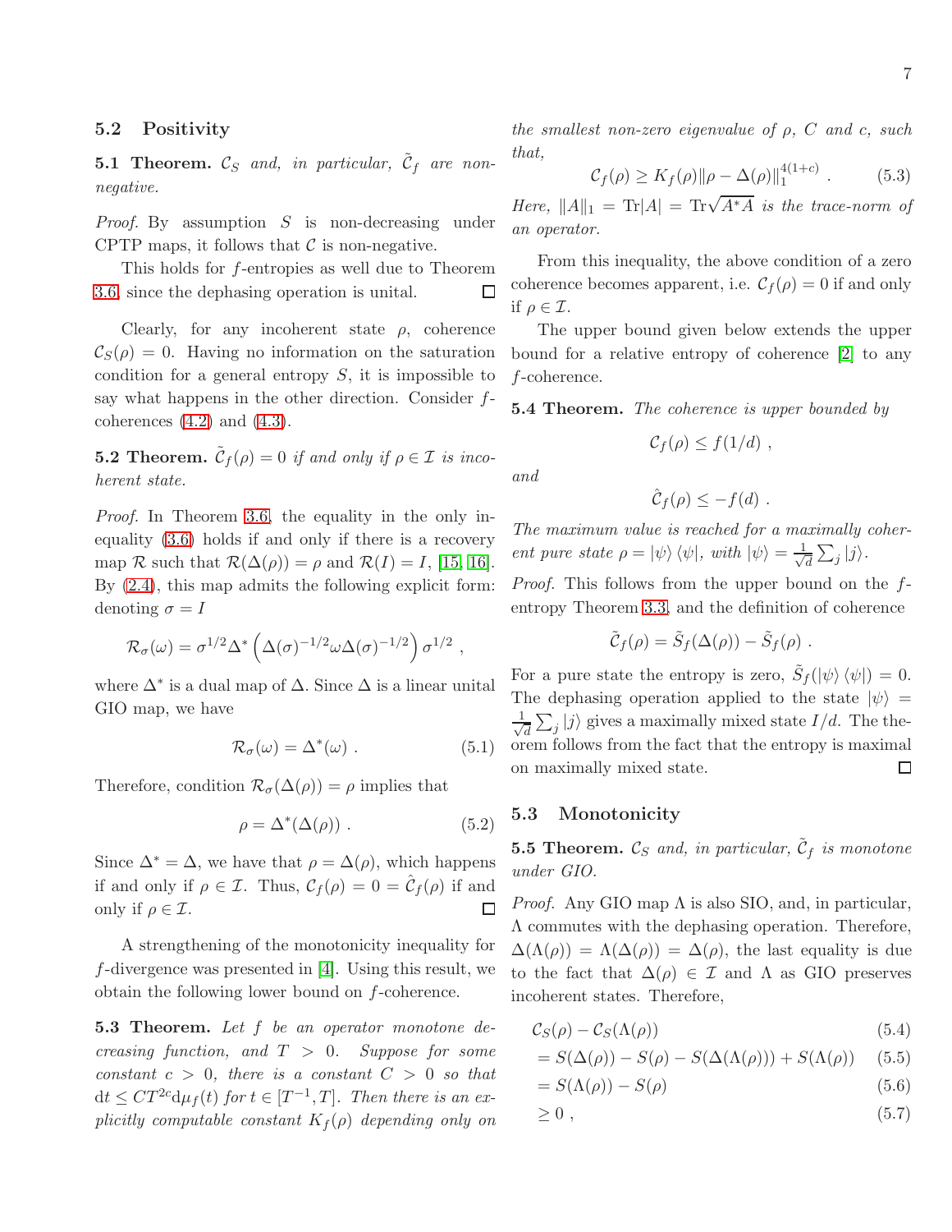## 5.2 Positivity

**5.1 Theorem.** *$\mathcal{C}_S$ and, in particular, $\tilde{\mathcal{C}}_f$ are non-negative.*

*Proof.* By assumption $S$ is non-decreasing under CPTP maps, it follows that $\mathcal{C}$ is non-negative.

This holds for $f$-entropies as well due to Theorem 3.6, since the dephasing operation is unital. $\square$

Clearly, for any incoherent state $\rho$, coherence $\mathcal{C}_S(\rho) = 0$. Having no information on the saturation condition for a general entropy $S$, it is impossible to say what happens in the other direction. Consider $f$-coherences (4.2) and (4.3).

**5.2 Theorem.** *$\tilde{\mathcal{C}}_f(\rho) = 0$ if and only if $\rho \in \mathcal{I}$ is incoherent state.*

*Proof.* In Theorem 3.6, the equality in the only inequality (3.6) holds if and only if there is a recovery map $\mathcal{R}$ such that $\mathcal{R}(\Delta(\rho)) = \rho$ and $\mathcal{R}(I) = I$, [15, 16]. By (2.4), this map admits the following explicit form: denoting $\sigma = I$

$$\mathcal{R}_\sigma(\omega) = \sigma^{1/2}\Delta^*\left(\Delta(\sigma)^{-1/2}\omega\Delta(\sigma)^{-1/2}\right)\sigma^{1/2} \ ,$$

where $\Delta^*$ is a dual map of $\Delta$. Since $\Delta$ is a linear unital GIO map, we have

$$\mathcal{R}_\sigma(\omega) = \Delta^*(\omega) \ . \tag{5.1}$$

Therefore, condition $\mathcal{R}_\sigma(\Delta(\rho)) = \rho$ implies that

$$\rho = \Delta^*(\Delta(\rho)) \ . \tag{5.2}$$

Since $\Delta^* = \Delta$, we have that $\rho = \Delta(\rho)$, which happens if and only if $\rho \in \mathcal{I}$. Thus, $\mathcal{C}_f(\rho) = 0 = \hat{\mathcal{C}}_f(\rho)$ if and only if $\rho \in \mathcal{I}$. $\square$

A strengthening of the monotonicity inequality for $f$-divergence was presented in [4]. Using this result, we obtain the following lower bound on $f$-coherence.

**5.3 Theorem.** *Let $f$ be an operator monotone decreasing function, and $T > 0$. Suppose for some constant $c > 0$, there is a constant $C > 0$ so that $\mathrm{d}t \leq CT^{2c}\mathrm{d}\mu_f(t)$ for $t \in [T^{-1}, T]$. Then there is an explicitly computable constant $K_f(\rho)$ depending only on the smallest non-zero eigenvalue of $\rho$, $C$ and $c$, such that,*

$$\mathcal{C}_f(\rho) \geq K_f(\rho)\|\rho - \Delta(\rho)\|_1^{4(1+c)} \ . \tag{5.3}$$

*Here, $\|A\|_1 = \mathrm{Tr}|A| = \mathrm{Tr}\sqrt{A^*A}$ is the trace-norm of an operator.*

From this inequality, the above condition of a zero coherence becomes apparent, i.e. $\mathcal{C}_f(\rho) = 0$ if and only if $\rho \in \mathcal{I}$.

The upper bound given below extends the upper bound for a relative entropy of coherence [2] to any $f$-coherence.

**5.4 Theorem.** *The coherence is upper bounded by*

$$\mathcal{C}_f(\rho) \leq f(1/d) \ ,$$

*and*

$$\hat{\mathcal{C}}_f(\rho) \leq -f(d) \ .$$

*The maximum value is reached for a maximally coherent pure state $\rho = |\psi\rangle\langle\psi|$, with $|\psi\rangle = \frac{1}{\sqrt{d}}\sum_j |j\rangle$.*

*Proof.* This follows from the upper bound on the $f$-entropy Theorem 3.3, and the definition of coherence

$$\tilde{\mathcal{C}}_f(\rho) = \tilde{S}_f(\Delta(\rho)) - \tilde{S}_f(\rho) \ .$$

For a pure state the entropy is zero, $\tilde{S}_f(|\psi\rangle\langle\psi|) = 0$. The dephasing operation applied to the state $|\psi\rangle = \frac{1}{\sqrt{d}}\sum_j |j\rangle$ gives a maximally mixed state $I/d$. The theorem follows from the fact that the entropy is maximal on maximally mixed state. $\square$

## 5.3 Monotonicity

**5.5 Theorem.** *$\mathcal{C}_S$ and, in particular, $\tilde{\mathcal{C}}_f$ is monotone under GIO.*

*Proof.* Any GIO map $\Lambda$ is also SIO, and, in particular, $\Lambda$ commutes with the dephasing operation. Therefore, $\Delta(\Lambda(\rho)) = \Lambda(\Delta(\rho)) = \Delta(\rho)$, the last equality is due to the fact that $\Delta(\rho) \in \mathcal{I}$ and $\Lambda$ as GIO preserves incoherent states. Therefore,

$$\mathcal{C}_S(\rho) - \mathcal{C}_S(\Lambda(\rho)) \tag{5.4}$$

$$= S(\Delta(\rho)) - S(\rho) - S(\Delta(\Lambda(\rho))) + S(\Lambda(\rho)) \tag{5.5}$$

$$= S(\Lambda(\rho)) - S(\rho) \tag{5.6}$$

$$\geq 0 \ , \tag{5.7}$$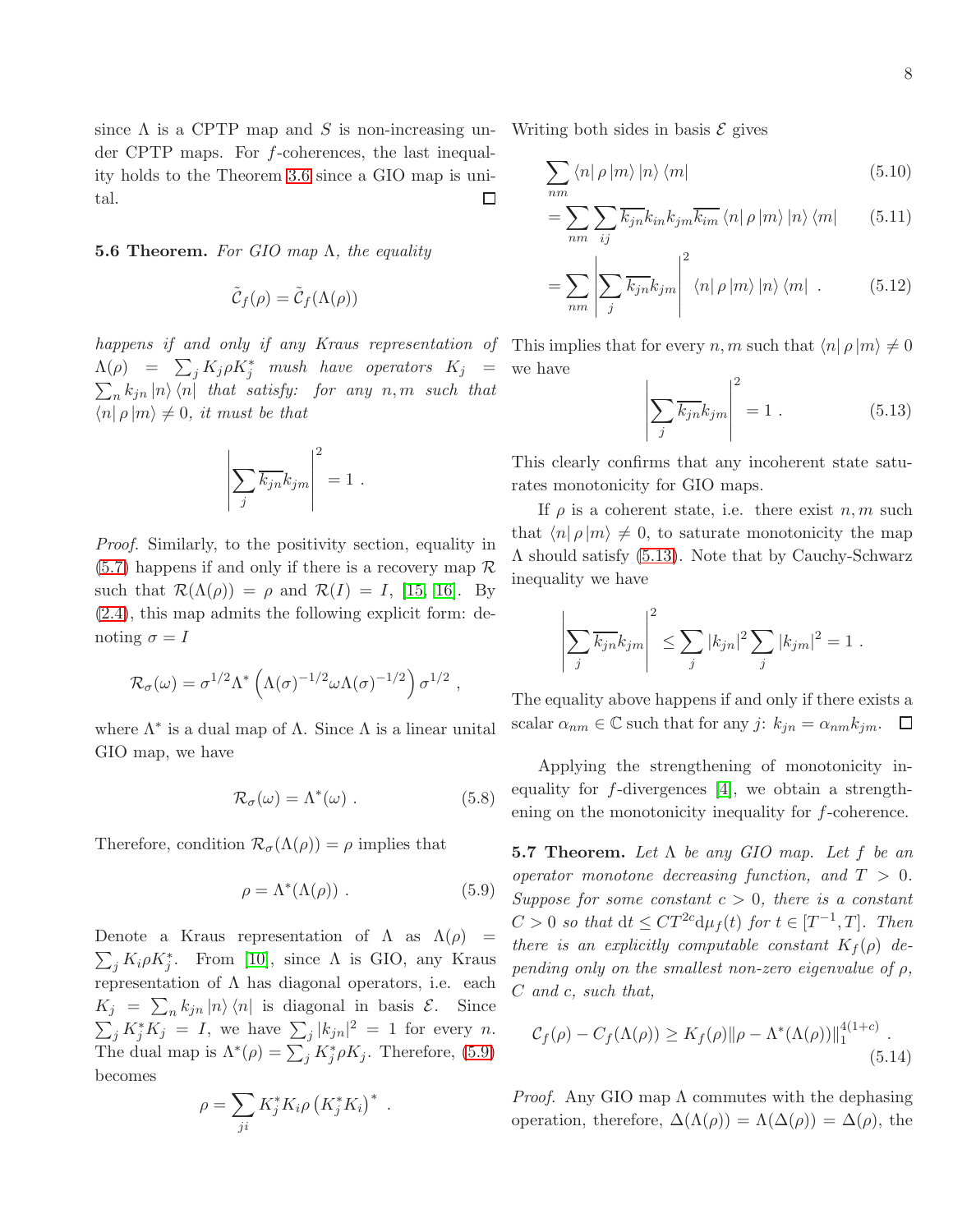since $\Lambda$ is a CPTP map and $S$ is non-increasing under CPTP maps. For $f$-coherences, the last inequality holds to the Theorem 3.6 since a GIO map is unital. ☐

**5.6 Theorem.** *For GIO map $\Lambda$, the equality*

$$\tilde{\mathcal{C}}_f(\rho) = \tilde{\mathcal{C}}_f(\Lambda(\rho))$$

*happens if and only if any Kraus representation of $\Lambda(\rho) = \sum_j K_j \rho K_j^*$ mush have operators $K_j = \sum_n k_{jn} |n\rangle\langle n|$ that satisfy: for any $n, m$ such that $\langle n|\rho|m\rangle \neq 0$, it must be that*

$$\left|\sum_j \overline{k_{jn}} k_{jm}\right|^2 = 1 \ .$$

*Proof.* Similarly, to the positivity section, equality in (5.7) happens if and only if there is a recovery map $\mathcal{R}$ such that $\mathcal{R}(\Lambda(\rho)) = \rho$ and $\mathcal{R}(I) = I$, [15, 16]. By (2.4), this map admits the following explicit form: denoting $\sigma = I$

$$\mathcal{R}_\sigma(\omega) = \sigma^{1/2} \Lambda^* \left(\Lambda(\sigma)^{-1/2} \omega \Lambda(\sigma)^{-1/2}\right) \sigma^{1/2} \ ,$$

where $\Lambda^*$ is a dual map of $\Lambda$. Since $\Lambda$ is a linear unital GIO map, we have

$$\mathcal{R}_\sigma(\omega) = \Lambda^*(\omega) \ . \tag{5.8}$$

Therefore, condition $\mathcal{R}_\sigma(\Lambda(\rho)) = \rho$ implies that

$$\rho = \Lambda^*(\Lambda(\rho)) \ . \tag{5.9}$$

Denote a Kraus representation of $\Lambda$ as $\Lambda(\rho) = \sum_j K_i \rho K_j^*$. From [10], since $\Lambda$ is GIO, any Kraus representation of $\Lambda$ has diagonal operators, i.e. each $K_j = \sum_n k_{jn} |n\rangle\langle n|$ is diagonal in basis $\mathcal{E}$. Since $\sum_j K_j^* K_j = I$, we have $\sum_j |k_{jn}|^2 = 1$ for every $n$. The dual map is $\Lambda^*(\rho) = \sum_j K_j^* \rho K_j$. Therefore, (5.9) becomes

$$\rho = \sum_{ji} K_j^* K_i \rho \left(K_j^* K_i\right)^* \ .$$

Writing both sides in basis $\mathcal{E}$ gives

$$\sum_{nm} \langle n|\rho|m\rangle |n\rangle\langle m| \tag{5.10}$$

$$= \sum_{nm} \sum_{ij} \overline{k_{jn}} k_{in} k_{jm} \overline{k_{im}} \langle n|\rho|m\rangle |n\rangle\langle m| \tag{5.11}$$

$$= \sum_{nm} \left|\sum_j \overline{k_{jn}} k_{jm}\right|^2 \langle n|\rho|m\rangle |n\rangle\langle m| \ . \tag{5.12}$$

This implies that for every $n, m$ such that $\langle n|\rho|m\rangle \neq 0$ we have

$$\left|\sum_j \overline{k_{jn}} k_{jm}\right|^2 = 1 \ . \tag{5.13}$$

This clearly confirms that any incoherent state saturates monotonicity for GIO maps.

If $\rho$ is a coherent state, i.e. there exist $n, m$ such that $\langle n|\rho|m\rangle \neq 0$, to saturate monotonicity the map $\Lambda$ should satisfy (5.13). Note that by Cauchy-Schwarz inequality we have

$$\left|\sum_j \overline{k_{jn}} k_{jm}\right|^2 \leq \sum_j |k_{jn}|^2 \sum_j |k_{jm}|^2 = 1 \ .$$

The equality above happens if and only if there exists a scalar $\alpha_{nm} \in \mathbb{C}$ such that for any $j$: $k_{jn} = \alpha_{nm} k_{jm}$. ☐

Applying the strengthening of monotonicity inequality for $f$-divergences [4], we obtain a strengthening on the monotonicity inequality for $f$-coherence.

**5.7 Theorem.** *Let $\Lambda$ be any GIO map. Let $f$ be an operator monotone decreasing function, and $T > 0$. Suppose for some constant $c > 0$, there is a constant $C > 0$ so that $\mathrm{d}t \leq CT^{2c} \mathrm{d}\mu_f(t)$ for $t \in [T^{-1}, T]$. Then there is an explicitly computable constant $K_f(\rho)$ depending only on the smallest non-zero eigenvalue of $\rho$, $C$ and $c$, such that,*

$$\mathcal{C}_f(\rho) - C_f(\Lambda(\rho)) \geq K_f(\rho) \|\rho - \Lambda^*(\Lambda(\rho))\|_1^{4(1+c)} \ . \tag{5.14}$$

*Proof.* Any GIO map $\Lambda$ commutes with the dephasing operation, therefore, $\Delta(\Lambda(\rho)) = \Lambda(\Delta(\rho)) = \Delta(\rho)$, the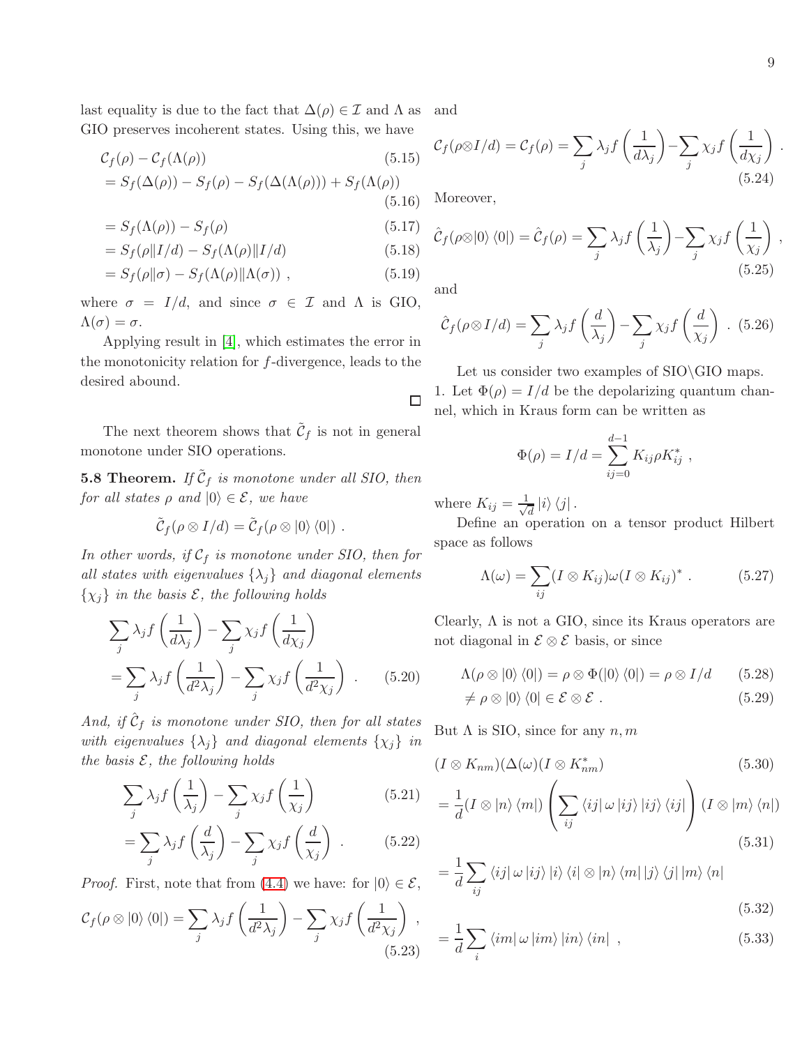last equality is due to the fact that $\Delta(\rho) \in \mathcal{I}$ and $\Lambda$ as GIO preserves incoherent states. Using this, we have

$$
\begin{aligned}
& \mathcal{C}_f(\rho) - \mathcal{C}_f(\Lambda(\rho)) && (5.15)\\
&= S_f(\Delta(\rho)) - S_f(\rho) - S_f(\Delta(\Lambda(\rho))) + S_f(\Lambda(\rho)) && (5.16)\\
&= S_f(\Lambda(\rho)) - S_f(\rho) && (5.17)\\
&= S_f(\rho \| I/d) - S_f(\Lambda(\rho) \| I/d) && (5.18)\\
&= S_f(\rho \| \sigma) - S_f(\Lambda(\rho) \| \Lambda(\sigma)) \ , && (5.19)
\end{aligned}
$$

where $\sigma = I/d$, and since $\sigma \in \mathcal{I}$ and $\Lambda$ is GIO, $\Lambda(\sigma) = \sigma$.

Applying result in [4], which estimates the error in the monotonicity relation for $f$-divergence, leads to the desired abound.

□

The next theorem shows that $\tilde{\mathcal{C}}_f$ is not in general monotone under SIO operations.

**5.8 Theorem.** *If $\tilde{\mathcal{C}}_f$ is monotone under all SIO, then for all states $\rho$ and $|0\rangle \in \mathcal{E}$, we have*

$$
\tilde{\mathcal{C}}_f(\rho \otimes I/d) = \tilde{\mathcal{C}}_f(\rho \otimes |0\rangle\langle 0|) \ .
$$

*In other words, if $\mathcal{C}_f$ is monotone under SIO, then for all states with eigenvalues $\{\lambda_j\}$ and diagonal elements $\{\chi_j\}$ in the basis $\mathcal{E}$, the following holds*

$$
\begin{aligned}
&\sum_j \lambda_j f\left(\frac{1}{d\lambda_j}\right) - \sum_j \chi_j f\left(\frac{1}{d\chi_j}\right) \\
&= \sum_j \lambda_j f\left(\frac{1}{d^2\lambda_j}\right) - \sum_j \chi_j f\left(\frac{1}{d^2\chi_j}\right) \ . \qquad (5.20)
\end{aligned}
$$

*And, if $\hat{\mathcal{C}}_f$ is monotone under SIO, then for all states with eigenvalues $\{\lambda_j\}$ and diagonal elements $\{\chi_j\}$ in the basis $\mathcal{E}$, the following holds*

$$
\begin{aligned}
&\sum_j \lambda_j f\left(\frac{1}{\lambda_j}\right) - \sum_j \chi_j f\left(\frac{1}{\chi_j}\right) && (5.21)\\
&= \sum_j \lambda_j f\left(\frac{d}{\lambda_j}\right) - \sum_j \chi_j f\left(\frac{d}{\chi_j}\right) \ . && (5.22)
\end{aligned}
$$

*Proof.* First, note that from (4.4) we have: for $|0\rangle \in \mathcal{E}$,

$$
\mathcal{C}_f(\rho \otimes |0\rangle\langle 0|) = \sum_j \lambda_j f\left(\frac{1}{d^2\lambda_j}\right) - \sum_j \chi_j f\left(\frac{1}{d^2\chi_j}\right) \ , \qquad (5.23)
$$

and

$$
\mathcal{C}_f(\rho \otimes I/d) = \mathcal{C}_f(\rho) = \sum_j \lambda_j f\left(\frac{1}{d\lambda_j}\right) - \sum_j \chi_j f\left(\frac{1}{d\chi_j}\right) \ . \qquad (5.24)
$$

Moreover,

$$
\hat{\mathcal{C}}_f(\rho \otimes |0\rangle\langle 0|) = \hat{\mathcal{C}}_f(\rho) = \sum_j \lambda_j f\left(\frac{1}{\lambda_j}\right) - \sum_j \chi_j f\left(\frac{1}{\chi_j}\right) \ , \qquad (5.25)
$$

and

$$
\hat{\mathcal{C}}_f(\rho \otimes I/d) = \sum_j \lambda_j f\left(\frac{d}{\lambda_j}\right) - \sum_j \chi_j f\left(\frac{d}{\chi_j}\right) \ . \qquad (5.26)
$$

Let us consider two examples of SIO\GIO maps.

1. Let $\Phi(\rho) = I/d$ be the depolarizing quantum channel, which in Kraus form can be written as

$$
\Phi(\rho) = I/d = \sum_{ij=0}^{d-1} K_{ij} \rho K_{ij}^* \ ,
$$

where $K_{ij} = \frac{1}{\sqrt{d}} |i\rangle\langle j|$.

Define an operation on a tensor product Hilbert space as follows

$$
\Lambda(\omega) = \sum_{ij} (I \otimes K_{ij}) \omega (I \otimes K_{ij})^* \ . \qquad (5.27)
$$

Clearly, $\Lambda$ is not a GIO, since its Kraus operators are not diagonal in $\mathcal{E} \otimes \mathcal{E}$ basis, or since

$$
\begin{aligned}
&\Lambda(\rho \otimes |0\rangle\langle 0|) = \rho \otimes \Phi(|0\rangle\langle 0|) = \rho \otimes I/d && (5.28)\\
&\neq \rho \otimes |0\rangle\langle 0| \in \mathcal{E} \otimes \mathcal{E} \ . && (5.29)
\end{aligned}
$$

But $\Lambda$ is SIO, since for any $n, m$

$$
\begin{aligned}
&(I \otimes K_{nm})(\Delta(\omega)(I \otimes K_{nm}^*) && (5.30)\\
&= \frac{1}{d}(I \otimes |n\rangle\langle m|) \left( \sum_{ij} \langle ij| \omega |ij\rangle |ij\rangle\langle ij| \right) (I \otimes |m\rangle\langle n|) && (5.31)\\
&= \frac{1}{d} \sum_{ij} \langle ij| \omega |ij\rangle |i\rangle\langle i| \otimes |n\rangle\langle m| |j\rangle\langle j| |m\rangle\langle n| && (5.32)\\
&= \frac{1}{d} \sum_{i} \langle im| \omega |im\rangle |in\rangle\langle in| \ , && (5.33)
\end{aligned}
$$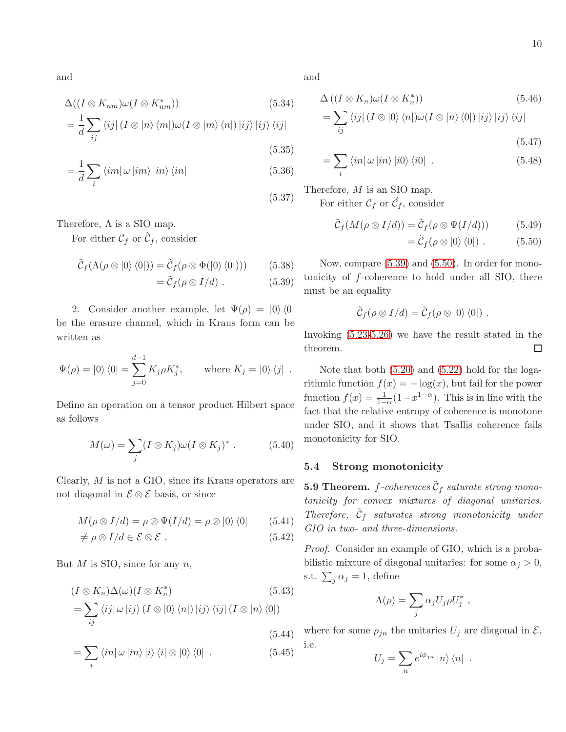and

$$\Delta((I \otimes K_{nm})\omega(I \otimes K_{nm}^*)) \tag{5.34}$$

$$= \frac{1}{d} \sum_{ij} \langle ij| (I \otimes |n\rangle \langle m|) \omega (I \otimes |m\rangle \langle n|) |ij\rangle |ij\rangle \langle ij| \tag{5.35}$$

$$= \frac{1}{d} \sum_{i} \langle im| \omega |im\rangle |in\rangle \langle in| \tag{5.36}$$

$$\tag{5.37}$$

Therefore, $\Lambda$ is a SIO map.

For either $\mathcal{C}_f$ or $\hat{\mathcal{C}}_f$, consider

$$\tilde{\mathcal{C}}_f(\Lambda(\rho \otimes |0\rangle \langle 0|)) = \tilde{\mathcal{C}}_f(\rho \otimes \Phi(|0\rangle \langle 0|)) \tag{5.38}$$

$$= \tilde{\mathcal{C}}_f(\rho \otimes I/d) . \tag{5.39}$$

2. Consider another example, let $\Psi(\rho) = |0\rangle \langle 0|$ be the erasure channel, which in Kraus form can be written as

$$\Psi(\rho) = |0\rangle \langle 0| = \sum_{j=0}^{d-1} K_j \rho K_j^*, \qquad \text{where } K_j = |0\rangle \langle j| \ .$$

Define an operation on a tensor product Hilbert space as follows

$$M(\omega) = \sum_j (I \otimes K_j) \omega (I \otimes K_j)^* \ . \tag{5.40}$$

Clearly, $M$ is not a GIO, since its Kraus operators are not diagonal in $\mathcal{E} \otimes \mathcal{E}$ basis, or since

$$M(\rho \otimes I/d) = \rho \otimes \Psi(I/d) = \rho \otimes |0\rangle \langle 0| \tag{5.41}$$

$$\neq \rho \otimes I/d \in \mathcal{E} \otimes \mathcal{E} \ . \tag{5.42}$$

But $M$ is SIO, since for any $n$,

$$(I \otimes K_n) \Delta(\omega) (I \otimes K_n^*) \tag{5.43}$$

$$= \sum_{ij} \langle ij| \omega |ij\rangle (I \otimes |0\rangle \langle n|) |ij\rangle \langle ij| (I \otimes |n\rangle \langle 0|) \tag{5.44}$$

$$= \sum_i \langle in| \omega |in\rangle |i\rangle \langle i| \otimes |0\rangle \langle 0| \ . \tag{5.45}$$

and

$$\Delta\left((I \otimes K_n)\omega(I \otimes K_n^*)\right) \tag{5.46}$$

$$= \sum_{ij} \langle ij| (I \otimes |0\rangle \langle n|) \omega (I \otimes |n\rangle \langle 0|) |ij\rangle |ij\rangle \langle ij| \tag{5.47}$$

$$= \sum_i \langle in| \omega |in\rangle |i0\rangle \langle i0| \ . \tag{5.48}$$

Therefore, $M$ is an SIO map.

For either $\mathcal{C}_f$ or $\hat{\mathcal{C}}_f$, consider

$$\tilde{\mathcal{C}}_f(M(\rho \otimes I/d)) = \tilde{\mathcal{C}}_f(\rho \otimes \Psi(I/d)) \tag{5.49}$$

$$= \tilde{\mathcal{C}}_f(\rho \otimes |0\rangle \langle 0|) \ . \tag{5.50}$$

Now, compare (5.39) and (5.50). In order for monotonicity of $f$-coherence to hold under all SIO, there must be an equality

$$\tilde{\mathcal{C}}_f(\rho \otimes I/d) = \tilde{\mathcal{C}}_f(\rho \otimes |0\rangle \langle 0|) \ .$$

Invoking (5.23-5.26) we have the result stated in the theorem. ∎

Note that both (5.20) and (5.22) hold for the logarithmic function $f(x) = -\log(x)$, but fail for the power function $f(x) = \frac{1}{1-\alpha}(1 - x^{1-\alpha})$. This is in line with the fact that the relative entropy of coherence is monotone under SIO, and it shows that Tsallis coherence fails monotonicity for SIO.

### 5.4 Strong monotonicity

**5.9 Theorem.** *$f$-coherences $\tilde{\mathcal{C}}_f$ saturate strong monotonicity for convex mixtures of diagonal unitaries. Therefore, $\tilde{\mathcal{C}}_f$ saturates strong monotonicity under GIO in two- and three-dimensions.*

*Proof.* Consider an example of GIO, which is a probabilistic mixture of diagonal unitaries: for some $\alpha_j > 0$, s.t. $\sum_j \alpha_j = 1$, define

$$\Lambda(\rho) = \sum_j \alpha_j U_j \rho U_j^* \ ,$$

where for some $\rho_{jn}$ the unitaries $U_j$ are diagonal in $\mathcal{E}$, i.e.

$$U_j = \sum_n e^{i\phi_{jn}} |n\rangle \langle n| \ .$$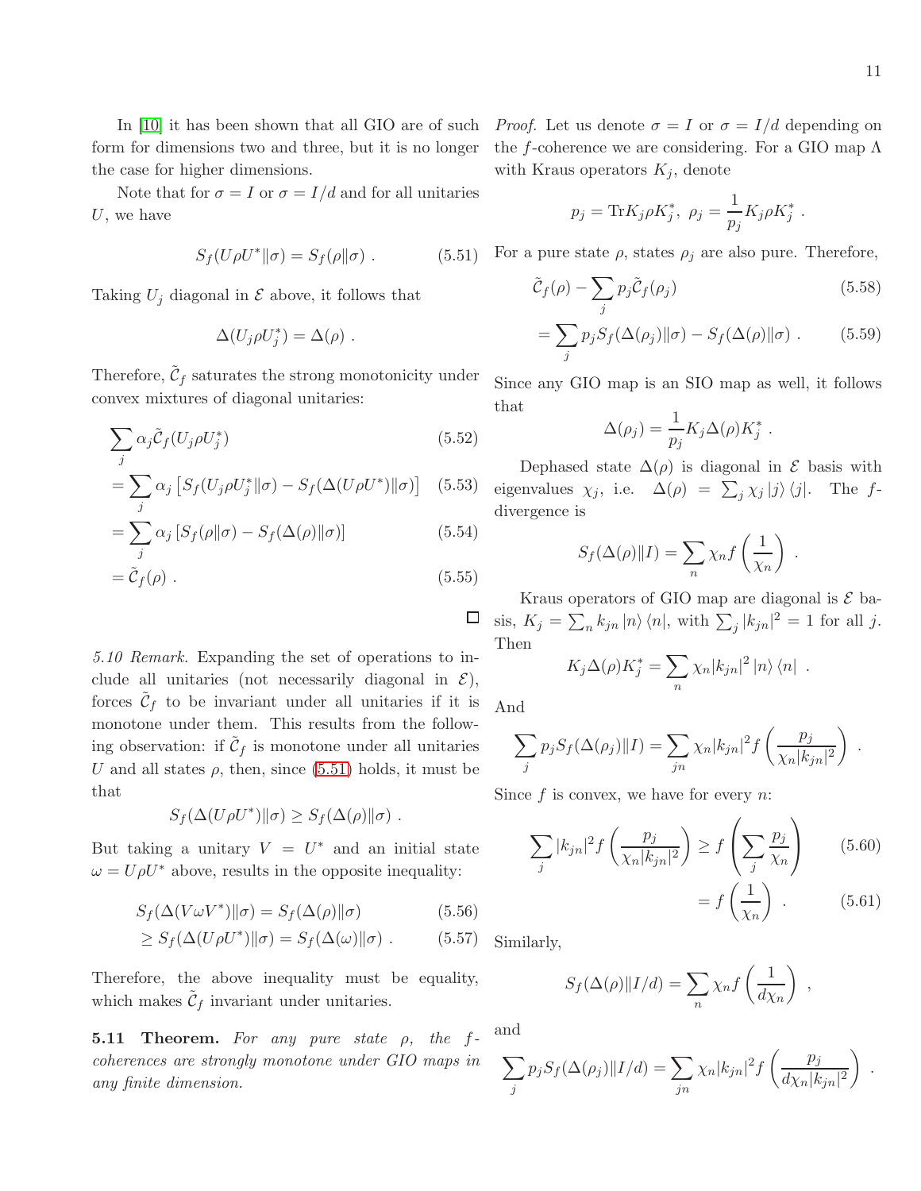In [10] it has been shown that all GIO are of such form for dimensions two and three, but it is no longer the case for higher dimensions.

Note that for $\sigma = I$ or $\sigma = I/d$ and for all unitaries $U$, we have

$$S_f(U\rho U^*\|\sigma) = S_f(\rho\|\sigma) \ . \tag{5.51}$$

Taking $U_j$ diagonal in $\mathcal{E}$ above, it follows that

$$\Delta(U_j\rho U_j^*) = \Delta(\rho) \ .$$

Therefore, $\tilde{\mathcal{C}}_f$ saturates the strong monotonicity under convex mixtures of diagonal unitaries:

$$\sum_j \alpha_j \tilde{\mathcal{C}}_f(U_j\rho U_j^*) \tag{5.52}$$

$$= \sum_j \alpha_j \left[S_f(U_j\rho U_j^*\|\sigma) - S_f(\Delta(U\rho U^*)\|\sigma)\right] \tag{5.53}$$

$$= \sum_j \alpha_j \left[S_f(\rho\|\sigma) - S_f(\Delta(\rho)\|\sigma)\right] \tag{5.54}$$

$$= \tilde{\mathcal{C}}_f(\rho) \ . \tag{5.55}$$

□

*5.10 Remark.* Expanding the set of operations to include all unitaries (not necessarily diagonal in $\mathcal{E}$), forces $\tilde{\mathcal{C}}_f$ to be invariant under all unitaries if it is monotone under them. This results from the following observation: if $\tilde{\mathcal{C}}_f$ is monotone under all unitaries $U$ and all states $\rho$, then, since (5.51) holds, it must be that

$$S_f(\Delta(U\rho U^*)\|\sigma) \geq S_f(\Delta(\rho)\|\sigma) \ .$$

But taking a unitary $V = U^*$ and an initial state $\omega = U\rho U^*$ above, results in the opposite inequality:

$$S_f(\Delta(V\omega V^*)\|\sigma) = S_f(\Delta(\rho)\|\sigma) \tag{5.56}$$

$$\geq S_f(\Delta(U\rho U^*)\|\sigma) = S_f(\Delta(\omega)\|\sigma) \ . \tag{5.57}$$

Therefore, the above inequality must be equality, which makes $\tilde{\mathcal{C}}_f$ invariant under unitaries.

**5.11 Theorem.** *For any pure state $\rho$, the $f$-coherences are strongly monotone under GIO maps in any finite dimension.*

*Proof.* Let us denote $\sigma = I$ or $\sigma = I/d$ depending on the $f$-coherence we are considering. For a GIO map $\Lambda$ with Kraus operators $K_j$, denote

$$p_j = \mathrm{Tr}K_j\rho K_j^*, \ \rho_j = \frac{1}{p_j}K_j\rho K_j^* \ .$$

For a pure state $\rho$, states $\rho_j$ are also pure. Therefore,

$$\tilde{\mathcal{C}}_f(\rho) - \sum_j p_j\tilde{\mathcal{C}}_f(\rho_j) \tag{5.58}$$

$$= \sum_j p_j S_f(\Delta(\rho_j)\|\sigma) - S_f(\Delta(\rho)\|\sigma) \ . \tag{5.59}$$

Since any GIO map is an SIO map as well, it follows that

$$\Delta(\rho_j) = \frac{1}{p_j}K_j\Delta(\rho)K_j^* \ .$$

Dephased state $\Delta(\rho)$ is diagonal in $\mathcal{E}$ basis with eigenvalues $\chi_j$, i.e. $\Delta(\rho) = \sum_j \chi_j |j\rangle\langle j|$. The $f$-divergence is

$$S_f(\Delta(\rho)\|I) = \sum_n \chi_n f\left(\frac{1}{\chi_n}\right) \ .$$

Kraus operators of GIO map are diagonal is $\mathcal{E}$ basis, $K_j = \sum_n k_{jn}|n\rangle\langle n|$, with $\sum_j |k_{jn}|^2 = 1$ for all $j$. Then

$$K_j\Delta(\rho)K_j^* = \sum_n \chi_n|k_{jn}|^2\,|n\rangle\langle n| \ .$$

And

$$\sum_j p_j S_f(\Delta(\rho_j)\|I) = \sum_{jn} \chi_n|k_{jn}|^2 f\left(\frac{p_j}{\chi_n|k_{jn}|^2}\right) \ .$$

Since $f$ is convex, we have for every $n$:

$$\sum_j |k_{jn}|^2 f\left(\frac{p_j}{\chi_n|k_{jn}|^2}\right) \geq f\left(\sum_j \frac{p_j}{\chi_n}\right) \tag{5.60}$$

$$= f\left(\frac{1}{\chi_n}\right) \ . \tag{5.61}$$

Similarly,

$$S_f(\Delta(\rho)\|I/d) = \sum_n \chi_n f\left(\frac{1}{d\chi_n}\right) \ ,$$

and

$$\sum_j p_j S_f(\Delta(\rho_j)\|I/d) = \sum_{jn} \chi_n|k_{jn}|^2 f\left(\frac{p_j}{d\chi_n|k_{jn}|^2}\right) \ .$$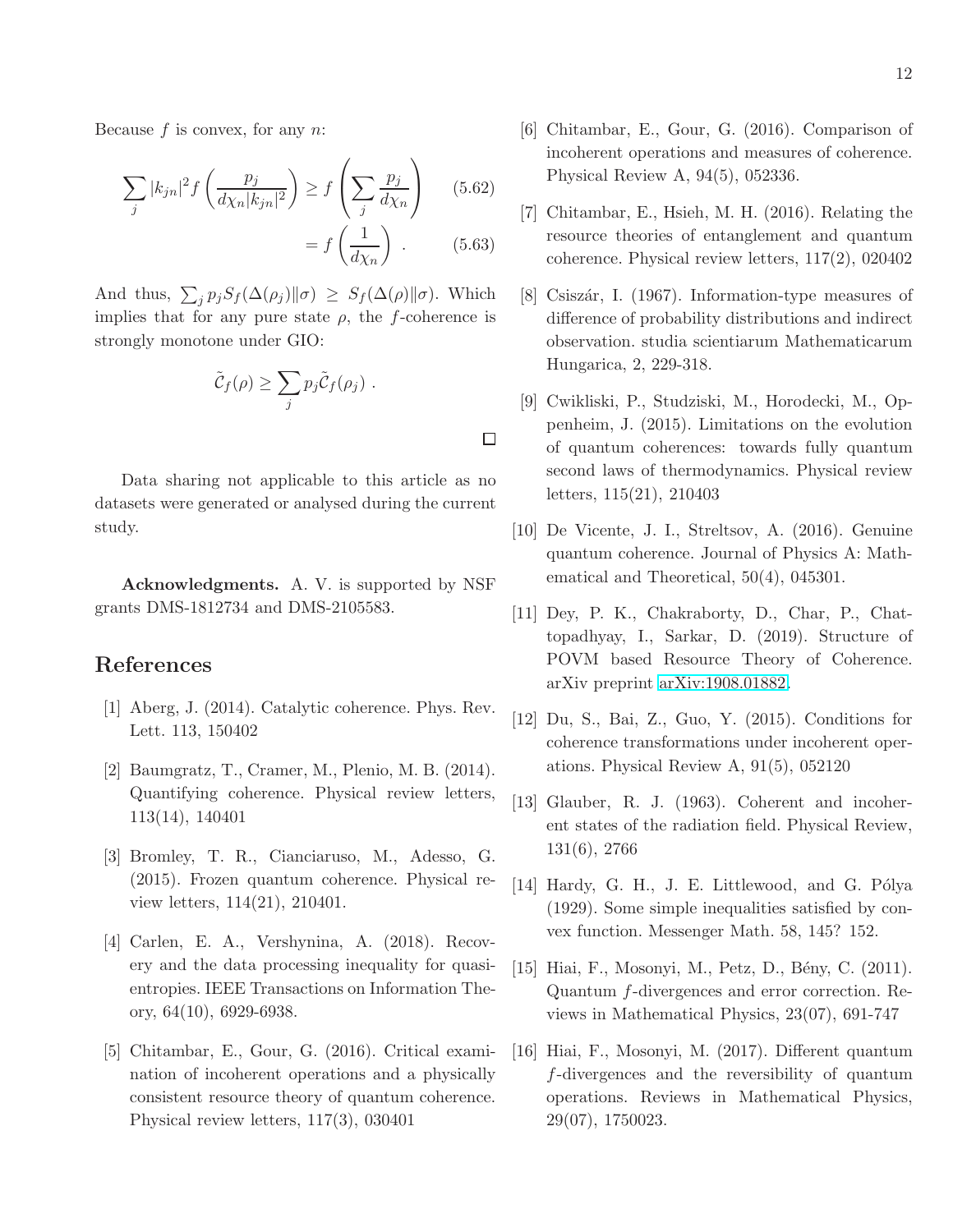Because $f$ is convex, for any $n$:

$$\sum_j |k_{jn}|^2 f\left(\frac{p_j}{d\chi_n |k_{jn}|^2}\right) \geq f\left(\sum_j \frac{p_j}{d\chi_n}\right) \tag{5.62}$$

$$= f\left(\frac{1}{d\chi_n}\right) . \tag{5.63}$$

And thus, $\sum_j p_j S_f(\Delta(\rho_j)\|\sigma) \geq S_f(\Delta(\rho)\|\sigma)$. Which implies that for any pure state $\rho$, the $f$-coherence is strongly monotone under GIO:

$$\tilde{\mathcal{C}}_f(\rho) \geq \sum_j p_j \tilde{\mathcal{C}}_f(\rho_j) .$$

□

Data sharing not applicable to this article as no datasets were generated or analysed during the current study.

**Acknowledgments.** A. V. is supported by NSF grants DMS-1812734 and DMS-2105583.

## References

[1] Aberg, J. (2014). Catalytic coherence. Phys. Rev. Lett. 113, 150402

[2] Baumgratz, T., Cramer, M., Plenio, M. B. (2014). Quantifying coherence. Physical review letters, 113(14), 140401

[3] Bromley, T. R., Cianciaruso, M., Adesso, G. (2015). Frozen quantum coherence. Physical review letters, 114(21), 210401.

[4] Carlen, E. A., Vershynina, A. (2018). Recovery and the data processing inequality for quasi-entropies. IEEE Transactions on Information Theory, 64(10), 6929-6938.

[5] Chitambar, E., Gour, G. (2016). Critical examination of incoherent operations and a physically consistent resource theory of quantum coherence. Physical review letters, 117(3), 030401

[6] Chitambar, E., Gour, G. (2016). Comparison of incoherent operations and measures of coherence. Physical Review A, 94(5), 052336.

[7] Chitambar, E., Hsieh, M. H. (2016). Relating the resource theories of entanglement and quantum coherence. Physical review letters, 117(2), 020402

[8] Csiszár, I. (1967). Information-type measures of difference of probability distributions and indirect observation. studia scientiarum Mathematicarum Hungarica, 2, 229-318.

[9] Cwikliski, P., Studziski, M., Horodecki, M., Oppenheim, J. (2015). Limitations on the evolution of quantum coherences: towards fully quantum second laws of thermodynamics. Physical review letters, 115(21), 210403

[10] De Vicente, J. I., Streltsov, A. (2016). Genuine quantum coherence. Journal of Physics A: Mathematical and Theoretical, 50(4), 045301.

[11] Dey, P. K., Chakraborty, D., Char, P., Chattopadhyay, I., Sarkar, D. (2019). Structure of POVM based Resource Theory of Coherence. arXiv preprint arXiv:1908.01882.

[12] Du, S., Bai, Z., Guo, Y. (2015). Conditions for coherence transformations under incoherent operations. Physical Review A, 91(5), 052120

[13] Glauber, R. J. (1963). Coherent and incoherent states of the radiation field. Physical Review, 131(6), 2766

[14] Hardy, G. H., J. E. Littlewood, and G. Pólya (1929). Some simple inequalities satisfied by convex function. Messenger Math. 58, 145? 152.

[15] Hiai, F., Mosonyi, M., Petz, D., Bény, C. (2011). Quantum $f$-divergences and error correction. Reviews in Mathematical Physics, 23(07), 691-747

[16] Hiai, F., Mosonyi, M. (2017). Different quantum $f$-divergences and the reversibility of quantum operations. Reviews in Mathematical Physics, 29(07), 1750023.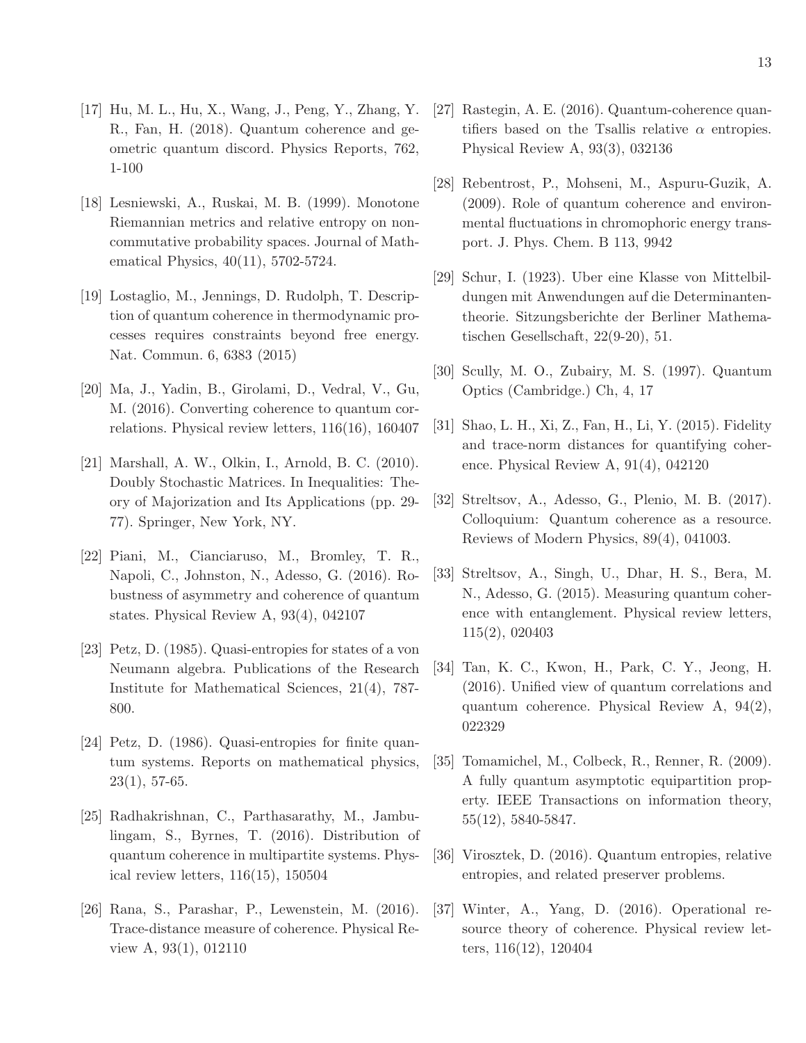[17] Hu, M. L., Hu, X., Wang, J., Peng, Y., Zhang, Y. R., Fan, H. (2018). Quantum coherence and geometric quantum discord. Physics Reports, 762, 1-100

[18] Lesniewski, A., Ruskai, M. B. (1999). Monotone Riemannian metrics and relative entropy on noncommutative probability spaces. Journal of Mathematical Physics, 40(11), 5702-5724.

[19] Lostaglio, M., Jennings, D. Rudolph, T. Description of quantum coherence in thermodynamic processes requires constraints beyond free energy. Nat. Commun. 6, 6383 (2015)

[20] Ma, J., Yadin, B., Girolami, D., Vedral, V., Gu, M. (2016). Converting coherence to quantum correlations. Physical review letters, 116(16), 160407

[21] Marshall, A. W., Olkin, I., Arnold, B. C. (2010). Doubly Stochastic Matrices. In Inequalities: Theory of Majorization and Its Applications (pp. 29-77). Springer, New York, NY.

[22] Piani, M., Cianciaruso, M., Bromley, T. R., Napoli, C., Johnston, N., Adesso, G. (2016). Robustness of asymmetry and coherence of quantum states. Physical Review A, 93(4), 042107

[23] Petz, D. (1985). Quasi-entropies for states of a von Neumann algebra. Publications of the Research Institute for Mathematical Sciences, 21(4), 787-800.

[24] Petz, D. (1986). Quasi-entropies for finite quantum systems. Reports on mathematical physics, 23(1), 57-65.

[25] Radhakrishnan, C., Parthasarathy, M., Jambulingam, S., Byrnes, T. (2016). Distribution of quantum coherence in multipartite systems. Physical review letters, 116(15), 150504

[26] Rana, S., Parashar, P., Lewenstein, M. (2016). Trace-distance measure of coherence. Physical Review A, 93(1), 012110

[27] Rastegin, A. E. (2016). Quantum-coherence quantifiers based on the Tsallis relative $\alpha$ entropies. Physical Review A, 93(3), 032136

[28] Rebentrost, P., Mohseni, M., Aspuru-Guzik, A. (2009). Role of quantum coherence and environmental fluctuations in chromophoric energy transport. J. Phys. Chem. B 113, 9942

[29] Schur, I. (1923). Uber eine Klasse von Mittelbildungen mit Anwendungen auf die Determinantentheorie. Sitzungsberichte der Berliner Mathematischen Gesellschaft, 22(9-20), 51.

[30] Scully, M. O., Zubairy, M. S. (1997). Quantum Optics (Cambridge.) Ch, 4, 17

[31] Shao, L. H., Xi, Z., Fan, H., Li, Y. (2015). Fidelity and trace-norm distances for quantifying coherence. Physical Review A, 91(4), 042120

[32] Streltsov, A., Adesso, G., Plenio, M. B. (2017). Colloquium: Quantum coherence as a resource. Reviews of Modern Physics, 89(4), 041003.

[33] Streltsov, A., Singh, U., Dhar, H. S., Bera, M. N., Adesso, G. (2015). Measuring quantum coherence with entanglement. Physical review letters, 115(2), 020403

[34] Tan, K. C., Kwon, H., Park, C. Y., Jeong, H. (2016). Unified view of quantum correlations and quantum coherence. Physical Review A, 94(2), 022329

[35] Tomamichel, M., Colbeck, R., Renner, R. (2009). A fully quantum asymptotic equipartition property. IEEE Transactions on information theory, 55(12), 5840-5847.

[36] Virosztek, D. (2016). Quantum entropies, relative entropies, and related preserver problems.

[37] Winter, A., Yang, D. (2016). Operational resource theory of coherence. Physical review letters, 116(12), 120404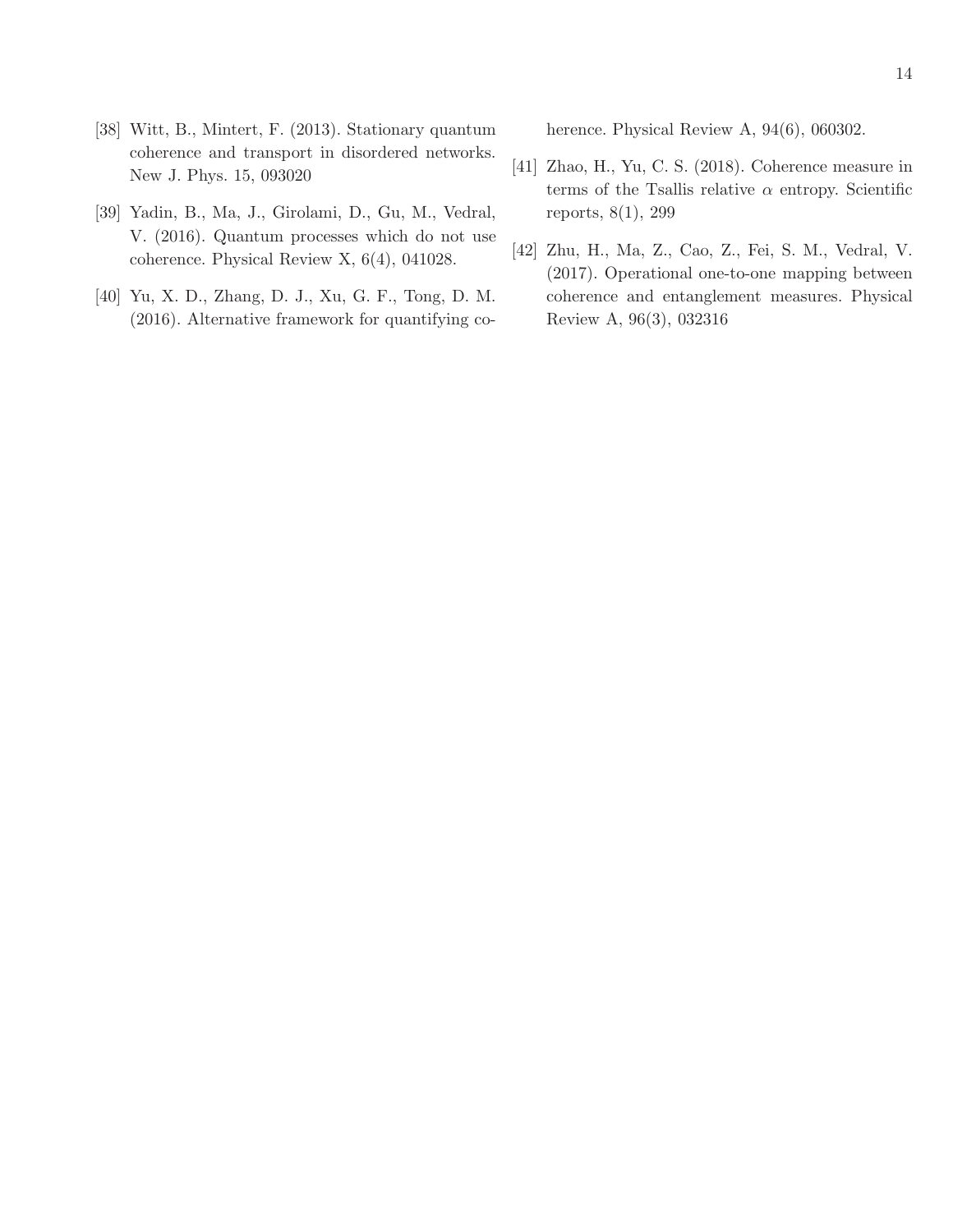[38] Witt, B., Mintert, F. (2013). Stationary quantum coherence and transport in disordered networks. New J. Phys. 15, 093020

[39] Yadin, B., Ma, J., Girolami, D., Gu, M., Vedral, V. (2016). Quantum processes which do not use coherence. Physical Review X, 6(4), 041028.

[40] Yu, X. D., Zhang, D. J., Xu, G. F., Tong, D. M. (2016). Alternative framework for quantifying coherence. Physical Review A, 94(6), 060302.

[41] Zhao, H., Yu, C. S. (2018). Coherence measure in terms of the Tsallis relative $\alpha$ entropy. Scientific reports, 8(1), 299

[42] Zhu, H., Ma, Z., Cao, Z., Fei, S. M., Vedral, V. (2017). Operational one-to-one mapping between coherence and entanglement measures. Physical Review A, 96(3), 032316